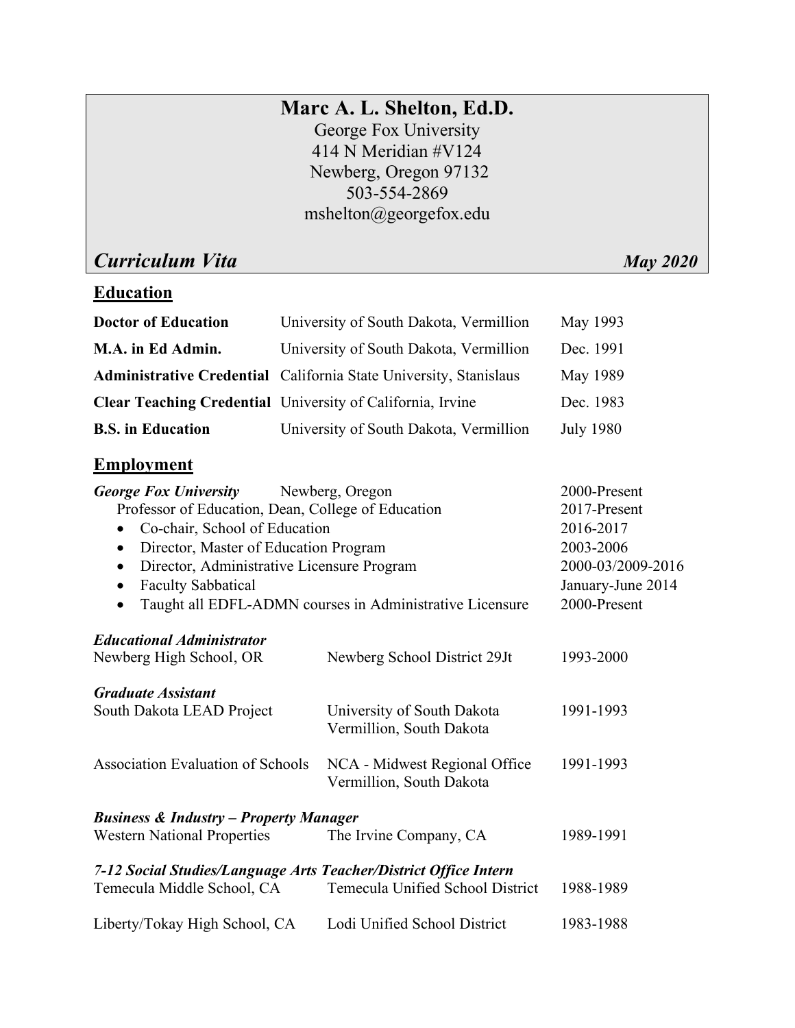# Marc A. L. Shelton, Ed.D.

George Fox University
414 N Meridian #V124
Newberg, Oregon 97132
503-554-2869
mshelton@georgefox.edu

***Curriculum Vita*** ***May 2020***

## Education

| | | |
|---|---|---|
| **Doctor of Education** | University of South Dakota, Vermillion | May 1993 |
| **M.A. in Ed Admin.** | University of South Dakota, Vermillion | Dec. 1991 |
| **Administrative Credential** | California State University, Stanislaus | May 1989 |
| **Clear Teaching Credential** | University of California, Irvine | Dec. 1983 |
| **B.S. in Education** | University of South Dakota, Vermillion | July 1980 |

## Employment

***George Fox University*** Newberg, Oregon — 2000-Present

Professor of Education, Dean, College of Education — 2017-Present

- Co-chair, School of Education — 2016-2017
- Director, Master of Education Program — 2003-2006
- Director, Administrative Licensure Program — 2000-03/2009-2016
- Faculty Sabbatical — January-June 2014
- Taught all EDFL-ADMN courses in Administrative Licensure — 2000-Present

***Educational Administrator***

| | | |
|---|---|---|
| Newberg High School, OR | Newberg School District 29Jt | 1993-2000 |

***Graduate Assistant***

| | | |
|---|---|---|
| South Dakota LEAD Project | University of South Dakota, Vermillion, South Dakota | 1991-1993 |
| Association Evaluation of Schools | NCA - Midwest Regional Office, Vermillion, South Dakota | 1991-1993 |

***Business & Industry – Property Manager***

| | | |
|---|---|---|
| Western National Properties | The Irvine Company, CA | 1989-1991 |

***7-12 Social Studies/Language Arts Teacher/District Office Intern***

| | | |
|---|---|---|
| Temecula Middle School, CA | Temecula Unified School District | 1988-1989 |
| Liberty/Tokay High School, CA | Lodi Unified School District | 1983-1988 |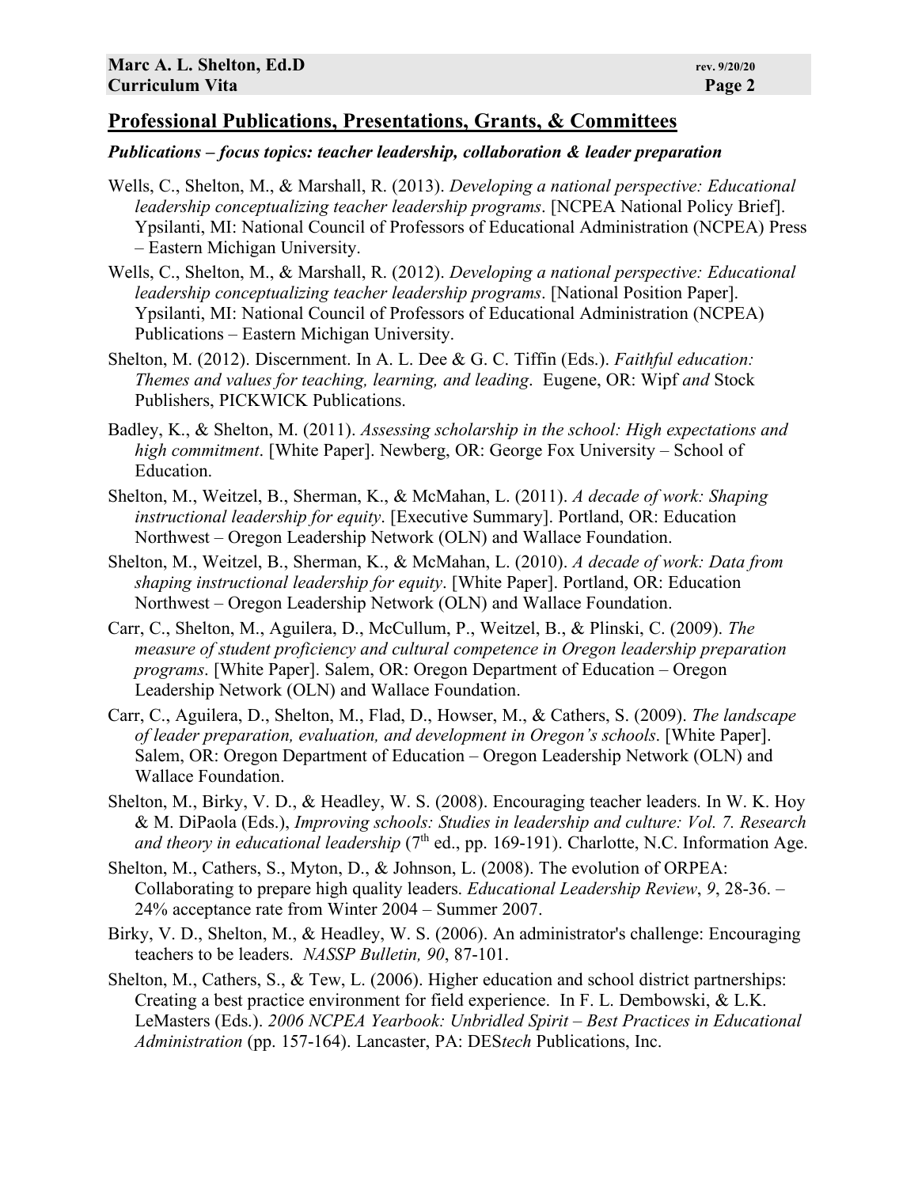## Professional Publications, Presentations, Grants, & Committees

### *Publications – focus topics: teacher leadership, collaboration & leader preparation*

Wells, C., Shelton, M., & Marshall, R. (2013). *Developing a national perspective: Educational leadership conceptualizing teacher leadership programs*. [NCPEA National Policy Brief]. Ypsilanti, MI: National Council of Professors of Educational Administration (NCPEA) Press – Eastern Michigan University.

Wells, C., Shelton, M., & Marshall, R. (2012). *Developing a national perspective: Educational leadership conceptualizing teacher leadership programs*. [National Position Paper]. Ypsilanti, MI: National Council of Professors of Educational Administration (NCPEA) Publications – Eastern Michigan University.

Shelton, M. (2012). Discernment. In A. L. Dee & G. C. Tiffin (Eds.). *Faithful education: Themes and values for teaching, learning, and leading*. Eugene, OR: Wipf *and* Stock Publishers, PICKWICK Publications.

Badley, K., & Shelton, M. (2011). *Assessing scholarship in the school: High expectations and high commitment*. [White Paper]. Newberg, OR: George Fox University – School of Education.

Shelton, M., Weitzel, B., Sherman, K., & McMahan, L. (2011). *A decade of work: Shaping instructional leadership for equity*. [Executive Summary]. Portland, OR: Education Northwest – Oregon Leadership Network (OLN) and Wallace Foundation.

Shelton, M., Weitzel, B., Sherman, K., & McMahan, L. (2010). *A decade of work: Data from shaping instructional leadership for equity*. [White Paper]. Portland, OR: Education Northwest – Oregon Leadership Network (OLN) and Wallace Foundation.

Carr, C., Shelton, M., Aguilera, D., McCullum, P., Weitzel, B., & Plinski, C. (2009). *The measure of student proficiency and cultural competence in Oregon leadership preparation programs*. [White Paper]. Salem, OR: Oregon Department of Education – Oregon Leadership Network (OLN) and Wallace Foundation.

Carr, C., Aguilera, D., Shelton, M., Flad, D., Howser, M., & Cathers, S. (2009). *The landscape of leader preparation, evaluation, and development in Oregon's schools*. [White Paper]. Salem, OR: Oregon Department of Education – Oregon Leadership Network (OLN) and Wallace Foundation.

Shelton, M., Birky, V. D., & Headley, W. S. (2008). Encouraging teacher leaders. In W. K. Hoy & M. DiPaola (Eds.), *Improving schools: Studies in leadership and culture: Vol. 7. Research and theory in educational leadership* (7th ed., pp. 169-191). Charlotte, N.C. Information Age.

Shelton, M., Cathers, S., Myton, D., & Johnson, L. (2008). The evolution of ORPEA: Collaborating to prepare high quality leaders. *Educational Leadership Review*, *9*, 28-36. – 24% acceptance rate from Winter 2004 – Summer 2007.

Birky, V. D., Shelton, M., & Headley, W. S. (2006). An administrator's challenge: Encouraging teachers to be leaders. *NASSP Bulletin, 90*, 87-101.

Shelton, M., Cathers, S., & Tew, L. (2006). Higher education and school district partnerships: Creating a best practice environment for field experience. In F. L. Dembowski, & L.K. LeMasters (Eds.). *2006 NCPEA Yearbook: Unbridled Spirit – Best Practices in Educational Administration* (pp. 157-164). Lancaster, PA: DES*tech* Publications, Inc.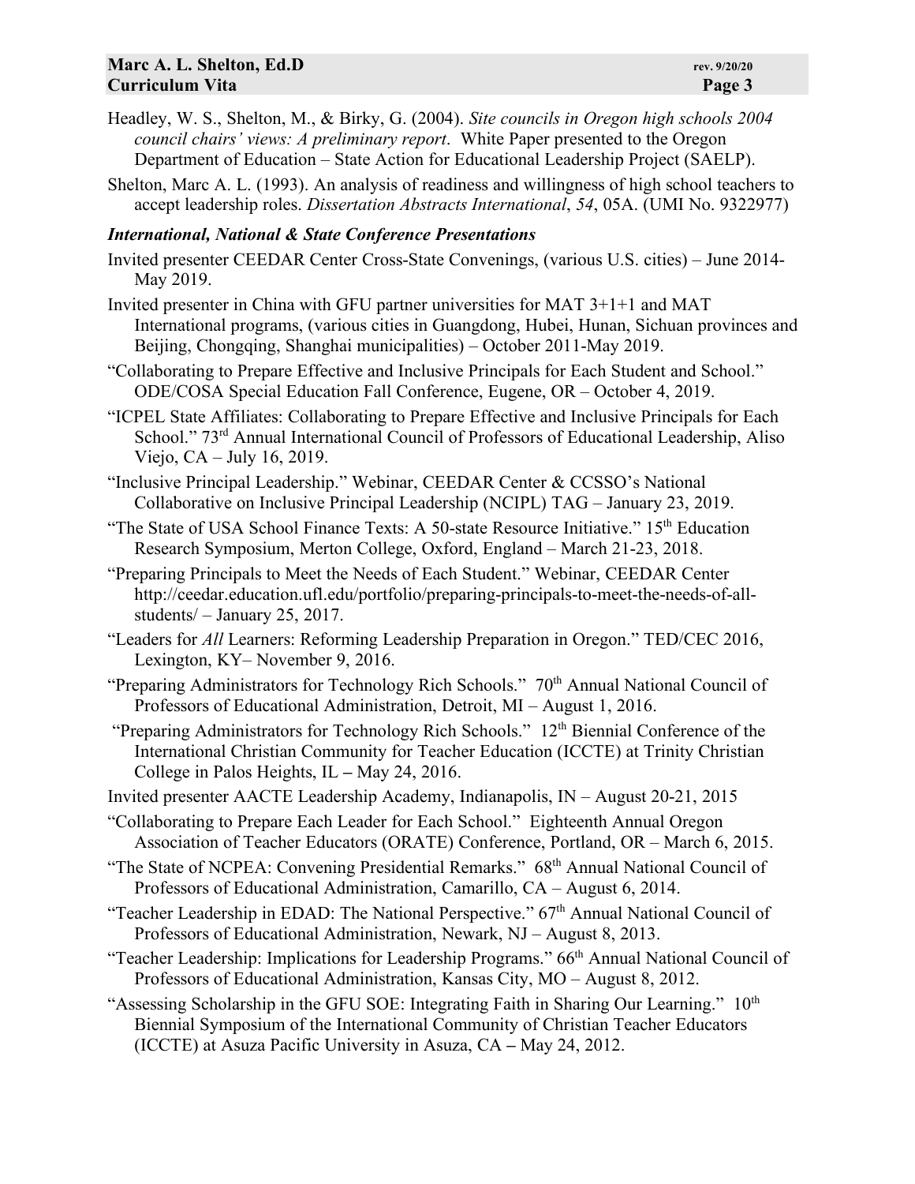Headley, W. S., Shelton, M., & Birky, G. (2004). *Site councils in Oregon high schools 2004 council chairs' views: A preliminary report*. White Paper presented to the Oregon Department of Education – State Action for Educational Leadership Project (SAELP).

Shelton, Marc A. L. (1993). An analysis of readiness and willingness of high school teachers to accept leadership roles. *Dissertation Abstracts International*, *54*, 05A. (UMI No. 9322977)

***International, National & State Conference Presentations***

Invited presenter CEEDAR Center Cross-State Convenings, (various U.S. cities) – June 2014-May 2019.

Invited presenter in China with GFU partner universities for MAT 3+1+1 and MAT International programs, (various cities in Guangdong, Hubei, Hunan, Sichuan provinces and Beijing, Chongqing, Shanghai municipalities) – October 2011-May 2019.

"Collaborating to Prepare Effective and Inclusive Principals for Each Student and School." ODE/COSA Special Education Fall Conference, Eugene, OR – October 4, 2019.

"ICPEL State Affiliates: Collaborating to Prepare Effective and Inclusive Principals for Each School." 73rd Annual International Council of Professors of Educational Leadership, Aliso Viejo, CA – July 16, 2019.

"Inclusive Principal Leadership." Webinar, CEEDAR Center & CCSSO's National Collaborative on Inclusive Principal Leadership (NCIPL) TAG – January 23, 2019.

"The State of USA School Finance Texts: A 50-state Resource Initiative." 15th Education Research Symposium, Merton College, Oxford, England – March 21-23, 2018.

"Preparing Principals to Meet the Needs of Each Student." Webinar, CEEDAR Center http://ceedar.education.ufl.edu/portfolio/preparing-principals-to-meet-the-needs-of-all-students/ – January 25, 2017.

"Leaders for *All* Learners: Reforming Leadership Preparation in Oregon." TED/CEC 2016, Lexington, KY– November 9, 2016.

"Preparing Administrators for Technology Rich Schools." 70th Annual National Council of Professors of Educational Administration, Detroit, MI – August 1, 2016.

"Preparing Administrators for Technology Rich Schools." 12th Biennial Conference of the International Christian Community for Teacher Education (ICCTE) at Trinity Christian College in Palos Heights, IL – May 24, 2016.

Invited presenter AACTE Leadership Academy, Indianapolis, IN – August 20-21, 2015

"Collaborating to Prepare Each Leader for Each School." Eighteenth Annual Oregon Association of Teacher Educators (ORATE) Conference, Portland, OR – March 6, 2015.

"The State of NCPEA: Convening Presidential Remarks." 68th Annual National Council of Professors of Educational Administration, Camarillo, CA – August 6, 2014.

"Teacher Leadership in EDAD: The National Perspective." 67th Annual National Council of Professors of Educational Administration, Newark, NJ – August 8, 2013.

"Teacher Leadership: Implications for Leadership Programs." 66th Annual National Council of Professors of Educational Administration, Kansas City, MO – August 8, 2012.

"Assessing Scholarship in the GFU SOE: Integrating Faith in Sharing Our Learning." 10th Biennial Symposium of the International Community of Christian Teacher Educators (ICCTE) at Asuza Pacific University in Asuza, CA – May 24, 2012.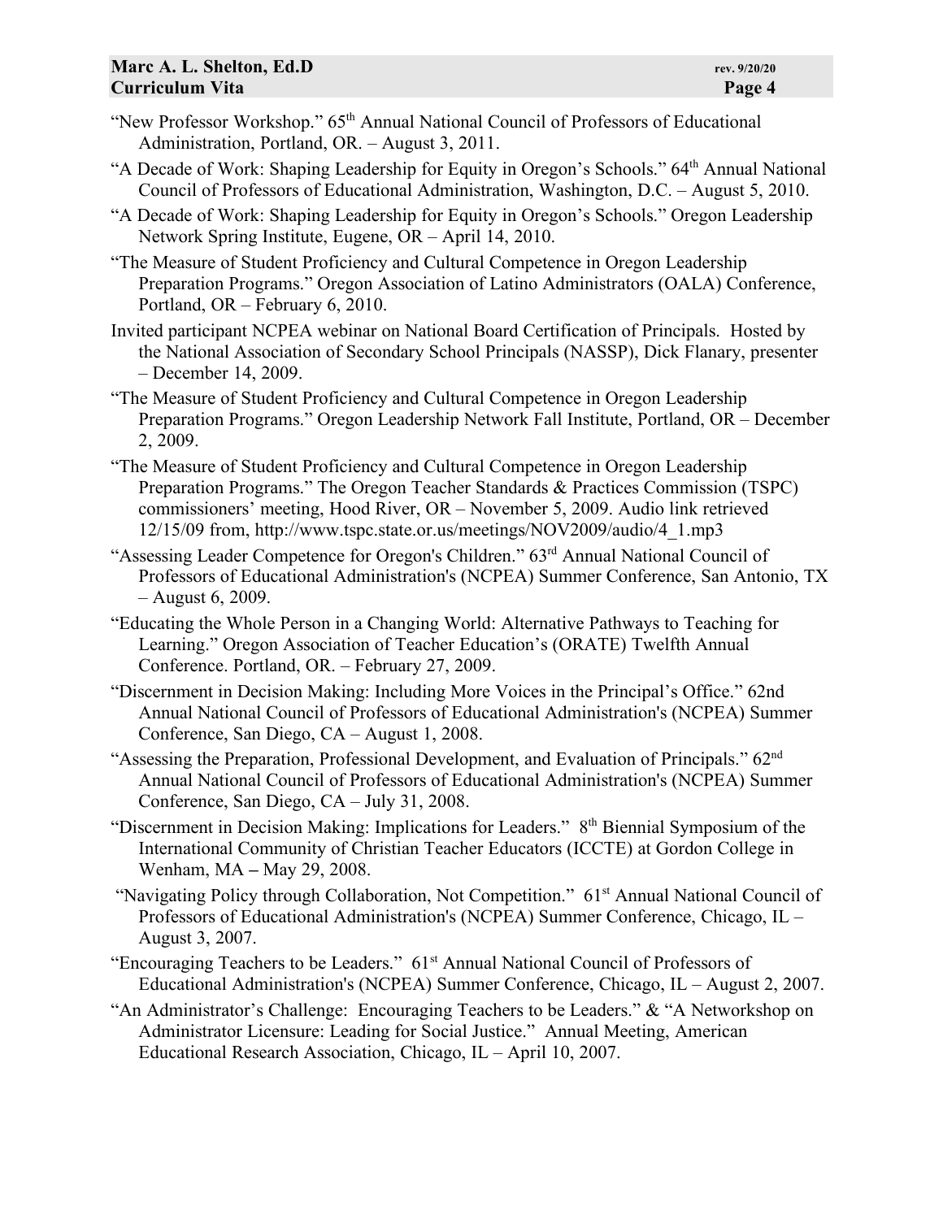"New Professor Workshop." 65th Annual National Council of Professors of Educational Administration, Portland, OR. – August 3, 2011.

"A Decade of Work: Shaping Leadership for Equity in Oregon's Schools." 64th Annual National Council of Professors of Educational Administration, Washington, D.C. – August 5, 2010.

"A Decade of Work: Shaping Leadership for Equity in Oregon's Schools." Oregon Leadership Network Spring Institute, Eugene, OR – April 14, 2010.

"The Measure of Student Proficiency and Cultural Competence in Oregon Leadership Preparation Programs." Oregon Association of Latino Administrators (OALA) Conference, Portland, OR – February 6, 2010.

Invited participant NCPEA webinar on National Board Certification of Principals. Hosted by the National Association of Secondary School Principals (NASSP), Dick Flanary, presenter – December 14, 2009.

"The Measure of Student Proficiency and Cultural Competence in Oregon Leadership Preparation Programs." Oregon Leadership Network Fall Institute, Portland, OR – December 2, 2009.

"The Measure of Student Proficiency and Cultural Competence in Oregon Leadership Preparation Programs." The Oregon Teacher Standards & Practices Commission (TSPC) commissioners' meeting, Hood River, OR – November 5, 2009. Audio link retrieved 12/15/09 from, http://www.tspc.state.or.us/meetings/NOV2009/audio/4_1.mp3

"Assessing Leader Competence for Oregon's Children." 63rd Annual National Council of Professors of Educational Administration's (NCPEA) Summer Conference, San Antonio, TX – August 6, 2009.

"Educating the Whole Person in a Changing World: Alternative Pathways to Teaching for Learning." Oregon Association of Teacher Education's (ORATE) Twelfth Annual Conference. Portland, OR. – February 27, 2009.

"Discernment in Decision Making: Including More Voices in the Principal's Office." 62nd Annual National Council of Professors of Educational Administration's (NCPEA) Summer Conference, San Diego, CA – August 1, 2008.

"Assessing the Preparation, Professional Development, and Evaluation of Principals." 62nd Annual National Council of Professors of Educational Administration's (NCPEA) Summer Conference, San Diego, CA – July 31, 2008.

"Discernment in Decision Making: Implications for Leaders." 8th Biennial Symposium of the International Community of Christian Teacher Educators (ICCTE) at Gordon College in Wenham, MA – May 29, 2008.

"Navigating Policy through Collaboration, Not Competition." 61st Annual National Council of Professors of Educational Administration's (NCPEA) Summer Conference, Chicago, IL – August 3, 2007.

"Encouraging Teachers to be Leaders." 61st Annual National Council of Professors of Educational Administration's (NCPEA) Summer Conference, Chicago, IL – August 2, 2007.

"An Administrator's Challenge: Encouraging Teachers to be Leaders." & "A Networkshop on Administrator Licensure: Leading for Social Justice." Annual Meeting, American Educational Research Association, Chicago, IL – April 10, 2007.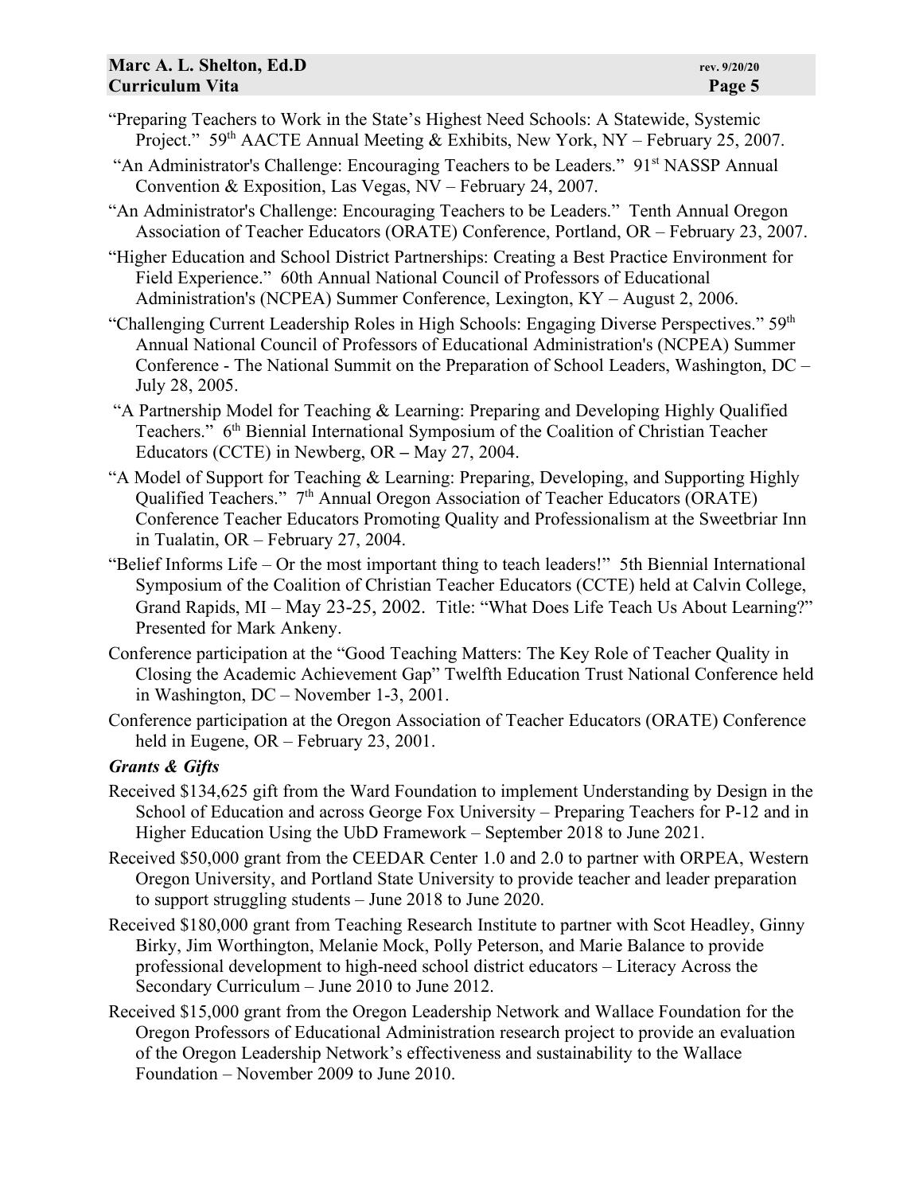"Preparing Teachers to Work in the State's Highest Need Schools: A Statewide, Systemic Project." 59th AACTE Annual Meeting & Exhibits, New York, NY – February 25, 2007.

"An Administrator's Challenge: Encouraging Teachers to be Leaders." 91st NASSP Annual Convention & Exposition, Las Vegas, NV – February 24, 2007.

"An Administrator's Challenge: Encouraging Teachers to be Leaders." Tenth Annual Oregon Association of Teacher Educators (ORATE) Conference, Portland, OR – February 23, 2007.

"Higher Education and School District Partnerships: Creating a Best Practice Environment for Field Experience." 60th Annual National Council of Professors of Educational Administration's (NCPEA) Summer Conference, Lexington, KY – August 2, 2006.

"Challenging Current Leadership Roles in High Schools: Engaging Diverse Perspectives." 59th Annual National Council of Professors of Educational Administration's (NCPEA) Summer Conference - The National Summit on the Preparation of School Leaders, Washington, DC – July 28, 2005.

"A Partnership Model for Teaching & Learning: Preparing and Developing Highly Qualified Teachers." 6th Biennial International Symposium of the Coalition of Christian Teacher Educators (CCTE) in Newberg, OR – May 27, 2004.

"A Model of Support for Teaching & Learning: Preparing, Developing, and Supporting Highly Qualified Teachers." 7th Annual Oregon Association of Teacher Educators (ORATE) Conference Teacher Educators Promoting Quality and Professionalism at the Sweetbriar Inn in Tualatin, OR – February 27, 2004.

"Belief Informs Life – Or the most important thing to teach leaders!" 5th Biennial International Symposium of the Coalition of Christian Teacher Educators (CCTE) held at Calvin College, Grand Rapids, MI – May 23-25, 2002. Title: "What Does Life Teach Us About Learning?" Presented for Mark Ankeny.

Conference participation at the "Good Teaching Matters: The Key Role of Teacher Quality in Closing the Academic Achievement Gap" Twelfth Education Trust National Conference held in Washington, DC – November 1-3, 2001.

Conference participation at the Oregon Association of Teacher Educators (ORATE) Conference held in Eugene, OR – February 23, 2001.

***Grants & Gifts***

Received $134,625 gift from the Ward Foundation to implement Understanding by Design in the School of Education and across George Fox University – Preparing Teachers for P-12 and in Higher Education Using the UbD Framework – September 2018 to June 2021.

Received $50,000 grant from the CEEDAR Center 1.0 and 2.0 to partner with ORPEA, Western Oregon University, and Portland State University to provide teacher and leader preparation to support struggling students – June 2018 to June 2020.

Received $180,000 grant from Teaching Research Institute to partner with Scot Headley, Ginny Birky, Jim Worthington, Melanie Mock, Polly Peterson, and Marie Balance to provide professional development to high-need school district educators – Literacy Across the Secondary Curriculum – June 2010 to June 2012.

Received $15,000 grant from the Oregon Leadership Network and Wallace Foundation for the Oregon Professors of Educational Administration research project to provide an evaluation of the Oregon Leadership Network's effectiveness and sustainability to the Wallace Foundation – November 2009 to June 2010.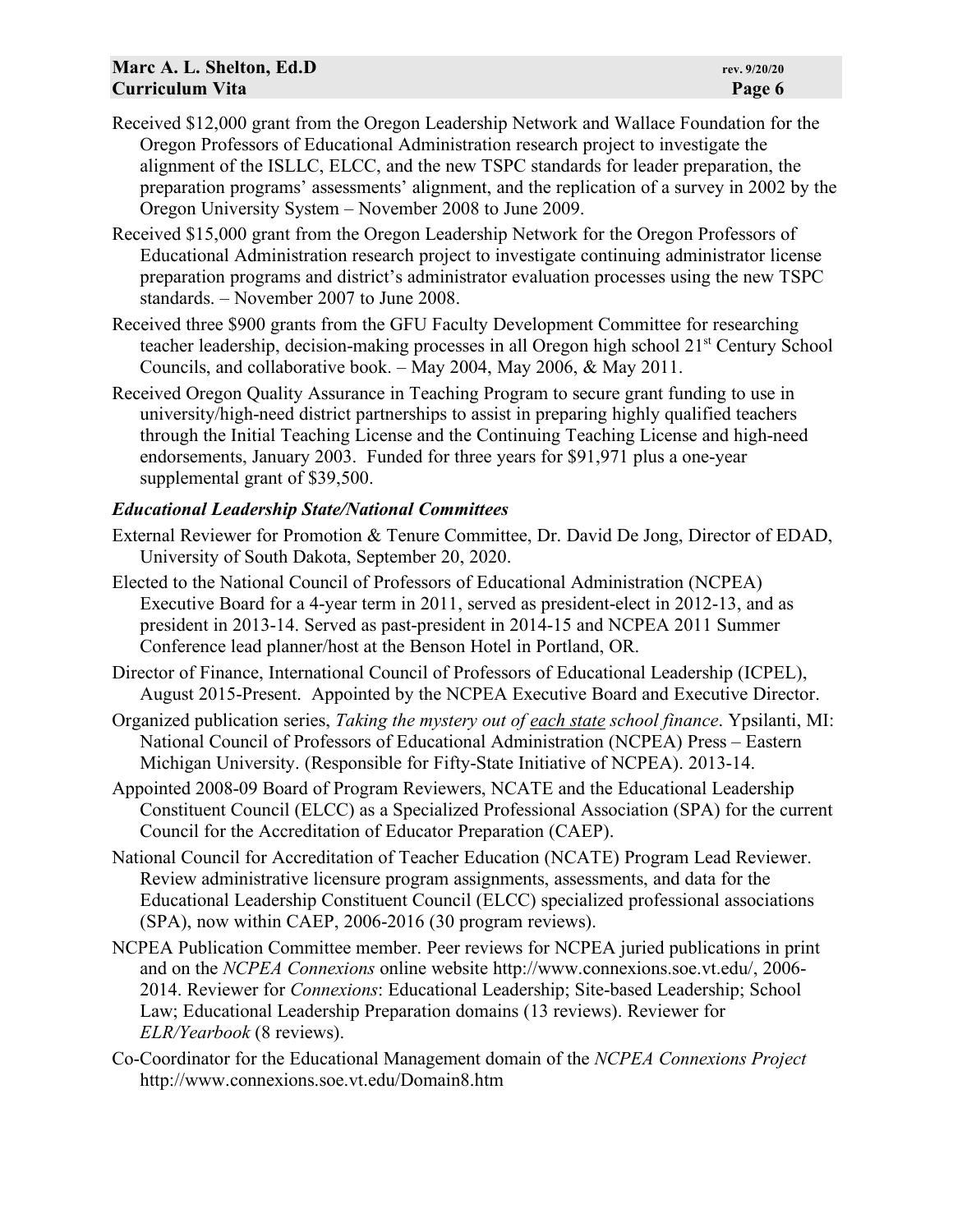Received $12,000 grant from the Oregon Leadership Network and Wallace Foundation for the Oregon Professors of Educational Administration research project to investigate the alignment of the ISLLC, ELCC, and the new TSPC standards for leader preparation, the preparation programs' assessments' alignment, and the replication of a survey in 2002 by the Oregon University System – November 2008 to June 2009.

Received $15,000 grant from the Oregon Leadership Network for the Oregon Professors of Educational Administration research project to investigate continuing administrator license preparation programs and district's administrator evaluation processes using the new TSPC standards. – November 2007 to June 2008.

Received three $900 grants from the GFU Faculty Development Committee for researching teacher leadership, decision-making processes in all Oregon high school 21st Century School Councils, and collaborative book. – May 2004, May 2006, & May 2011.

Received Oregon Quality Assurance in Teaching Program to secure grant funding to use in university/high-need district partnerships to assist in preparing highly qualified teachers through the Initial Teaching License and the Continuing Teaching License and high-need endorsements, January 2003. Funded for three years for $91,971 plus a one-year supplemental grant of $39,500.

### *Educational Leadership State/National Committees*

External Reviewer for Promotion & Tenure Committee, Dr. David De Jong, Director of EDAD, University of South Dakota, September 20, 2020.

Elected to the National Council of Professors of Educational Administration (NCPEA) Executive Board for a 4-year term in 2011, served as president-elect in 2012-13, and as president in 2013-14. Served as past-president in 2014-15 and NCPEA 2011 Summer Conference lead planner/host at the Benson Hotel in Portland, OR.

Director of Finance, International Council of Professors of Educational Leadership (ICPEL), August 2015-Present. Appointed by the NCPEA Executive Board and Executive Director.

Organized publication series, *Taking the mystery out of each state school finance*. Ypsilanti, MI: National Council of Professors of Educational Administration (NCPEA) Press – Eastern Michigan University. (Responsible for Fifty-State Initiative of NCPEA). 2013-14.

Appointed 2008-09 Board of Program Reviewers, NCATE and the Educational Leadership Constituent Council (ELCC) as a Specialized Professional Association (SPA) for the current Council for the Accreditation of Educator Preparation (CAEP).

National Council for Accreditation of Teacher Education (NCATE) Program Lead Reviewer. Review administrative licensure program assignments, assessments, and data for the Educational Leadership Constituent Council (ELCC) specialized professional associations (SPA), now within CAEP, 2006-2016 (30 program reviews).

NCPEA Publication Committee member. Peer reviews for NCPEA juried publications in print and on the *NCPEA Connexions* online website http://www.connexions.soe.vt.edu/, 2006-2014. Reviewer for *Connexions*: Educational Leadership; Site-based Leadership; School Law; Educational Leadership Preparation domains (13 reviews). Reviewer for *ELR/Yearbook* (8 reviews).

Co-Coordinator for the Educational Management domain of the *NCPEA Connexions Project* http://www.connexions.soe.vt.edu/Domain8.htm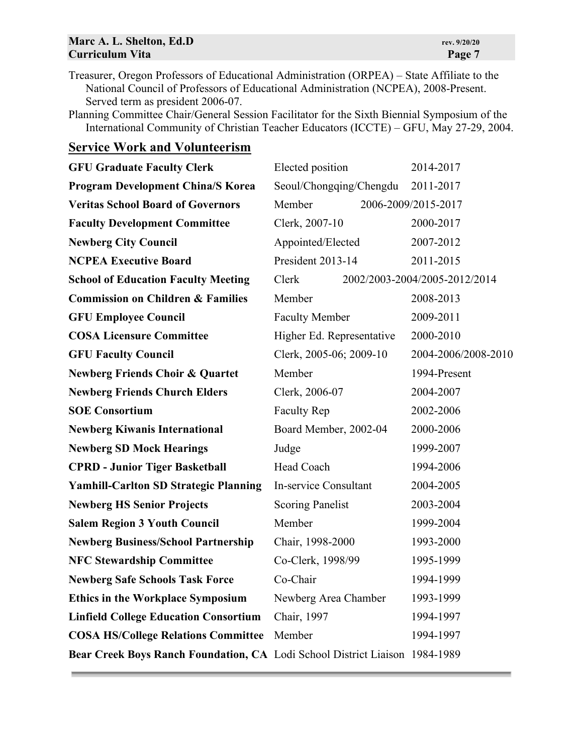Treasurer, Oregon Professors of Educational Administration (ORPEA) – State Affiliate to the National Council of Professors of Educational Administration (NCPEA), 2008-Present. Served term as president 2006-07.

Planning Committee Chair/General Session Facilitator for the Sixth Biennial Symposium of the International Community of Christian Teacher Educators (ICCTE) – GFU, May 27-29, 2004.

## Service Work and Volunteerism

| | | |
|---|---|---|
| **GFU Graduate Faculty Clerk** | Elected position | 2014-2017 |
| **Program Development China/S Korea** | Seoul/Chongqing/Chengdu | 2011-2017 |
| **Veritas School Board of Governors** | Member | 2006-2009/2015-2017 |
| **Faculty Development Committee** | Clerk, 2007-10 | 2000-2017 |
| **Newberg City Council** | Appointed/Elected | 2007-2012 |
| **NCPEA Executive Board** | President 2013-14 | 2011-2015 |
| **School of Education Faculty Meeting** | Clerk | 2002/2003-2004/2005-2012/2014 |
| **Commission on Children & Families** | Member | 2008-2013 |
| **GFU Employee Council** | Faculty Member | 2009-2011 |
| **COSA Licensure Committee** | Higher Ed. Representative | 2000-2010 |
| **GFU Faculty Council** | Clerk, 2005-06; 2009-10 | 2004-2006/2008-2010 |
| **Newberg Friends Choir & Quartet** | Member | 1994-Present |
| **Newberg Friends Church Elders** | Clerk, 2006-07 | 2004-2007 |
| **SOE Consortium** | Faculty Rep | 2002-2006 |
| **Newberg Kiwanis International** | Board Member, 2002-04 | 2000-2006 |
| **Newberg SD Mock Hearings** | Judge | 1999-2007 |
| **CPRD - Junior Tiger Basketball** | Head Coach | 1994-2006 |
| **Yamhill-Carlton SD Strategic Planning** | In-service Consultant | 2004-2005 |
| **Newberg HS Senior Projects** | Scoring Panelist | 2003-2004 |
| **Salem Region 3 Youth Council** | Member | 1999-2004 |
| **Newberg Business/School Partnership** | Chair, 1998-2000 | 1993-2000 |
| **NFC Stewardship Committee** | Co-Clerk, 1998/99 | 1995-1999 |
| **Newberg Safe Schools Task Force** | Co-Chair | 1994-1999 |
| **Ethics in the Workplace Symposium** | Newberg Area Chamber | 1993-1999 |
| **Linfield College Education Consortium** | Chair, 1997 | 1994-1997 |
| **COSA HS/College Relations Committee** | Member | 1994-1997 |
| **Bear Creek Boys Ranch Foundation, CA** | Lodi School District Liaison | 1984-1989 |